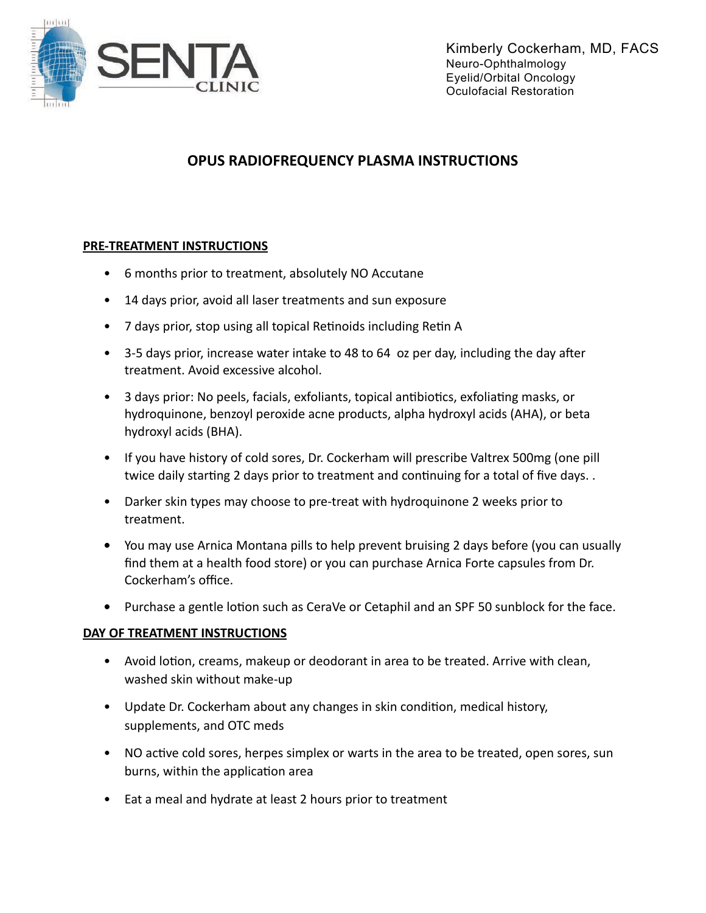SENTA CLINIC

Kimberly Cockerham, MD, FACS
Neuro-Ophthalmology
Eyelid/Orbital Oncology
Oculofacial Restoration

# OPUS RADIOFREQUENCY PLASMA INSTRUCTIONS

## PRE-TREATMENT INSTRUCTIONS

- 6 months prior to treatment, absolutely NO Accutane
- 14 days prior, avoid all laser treatments and sun exposure
- 7 days prior, stop using all topical Retinoids including Retin A
- 3-5 days prior, increase water intake to 48 to 64 oz per day, including the day after treatment. Avoid excessive alcohol.
- 3 days prior: No peels, facials, exfoliants, topical antibiotics, exfoliating masks, or hydroquinone, benzoyl peroxide acne products, alpha hydroxyl acids (AHA), or beta hydroxyl acids (BHA).
- If you have history of cold sores, Dr. Cockerham will prescribe Valtrex 500mg (one pill twice daily starting 2 days prior to treatment and continuing for a total of five days. .
- Darker skin types may choose to pre-treat with hydroquinone 2 weeks prior to treatment.
- You may use Arnica Montana pills to help prevent bruising 2 days before (you can usually find them at a health food store) or you can purchase Arnica Forte capsules from Dr. Cockerham's office.
- Purchase a gentle lotion such as CeraVe or Cetaphil and an SPF 50 sunblock for the face.

## DAY OF TREATMENT INSTRUCTIONS

- Avoid lotion, creams, makeup or deodorant in area to be treated. Arrive with clean, washed skin without make-up
- Update Dr. Cockerham about any changes in skin condition, medical history, supplements, and OTC meds
- NO active cold sores, herpes simplex or warts in the area to be treated, open sores, sun burns, within the application area
- Eat a meal and hydrate at least 2 hours prior to treatment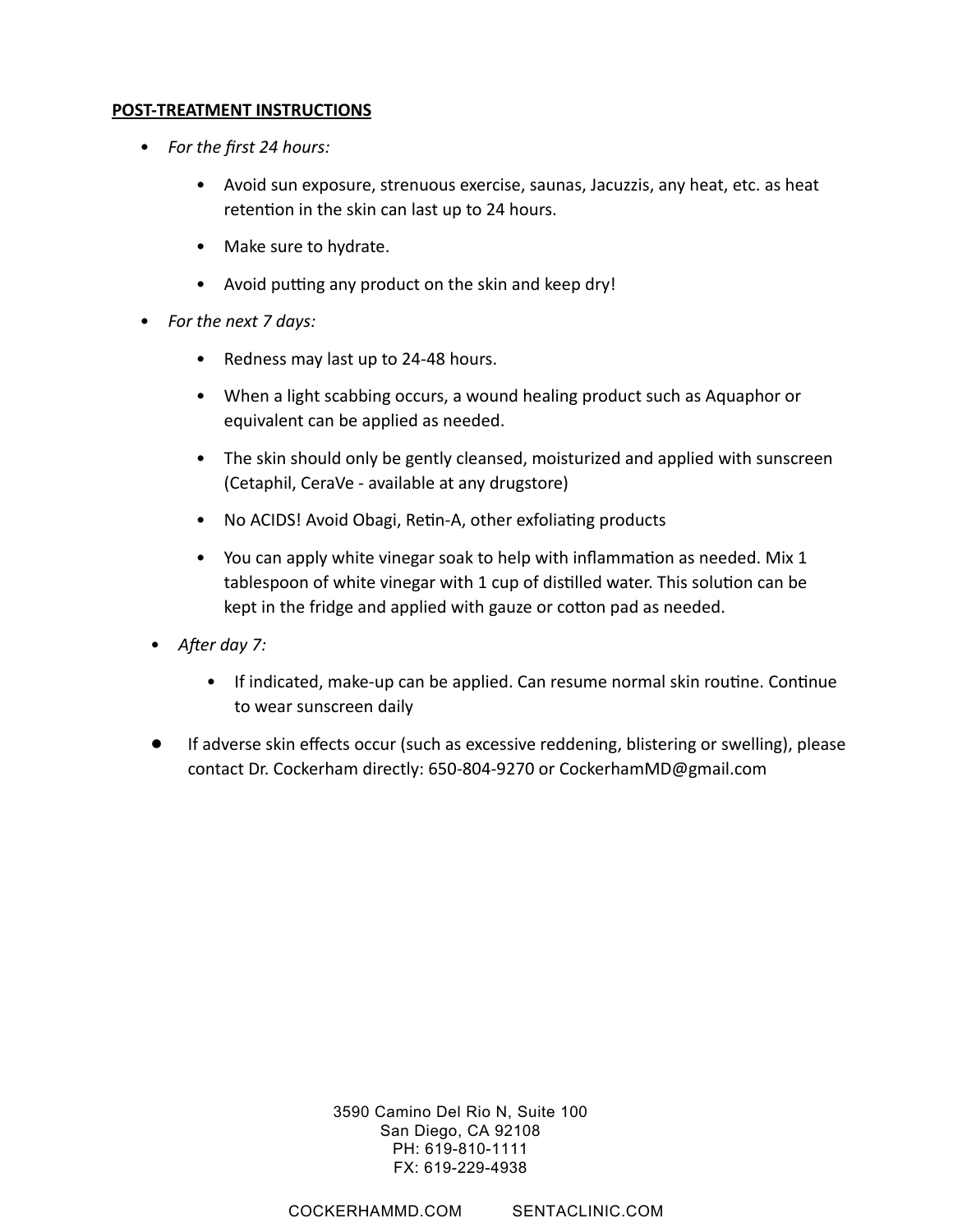**POST-TREATMENT INSTRUCTIONS**

- *For the first 24 hours:*
    - Avoid sun exposure, strenuous exercise, saunas, Jacuzzis, any heat, etc. as heat retention in the skin can last up to 24 hours.
    - Make sure to hydrate.
    - Avoid putting any product on the skin and keep dry!
- *For the next 7 days:*
    - Redness may last up to 24-48 hours.
    - When a light scabbing occurs, a wound healing product such as Aquaphor or equivalent can be applied as needed.
    - The skin should only be gently cleansed, moisturized and applied with sunscreen (Cetaphil, CeraVe - available at any drugstore)
    - No ACIDS! Avoid Obagi, Retin-A, other exfoliating products
    - You can apply white vinegar soak to help with inflammation as needed. Mix 1 tablespoon of white vinegar with 1 cup of distilled water. This solution can be kept in the fridge and applied with gauze or cotton pad as needed.
- *After day 7:*
    - If indicated, make-up can be applied. Can resume normal skin routine. Continue to wear sunscreen daily
- If adverse skin effects occur (such as excessive reddening, blistering or swelling), please contact Dr. Cockerham directly: 650-804-9270 or CockerhamMD@gmail.com

3590 Camino Del Rio N, Suite 100
San Diego, CA 92108
PH: 619-810-1111
FX: 619-229-4938

COCKERHAMMD.COM SENTACLINIC.COM